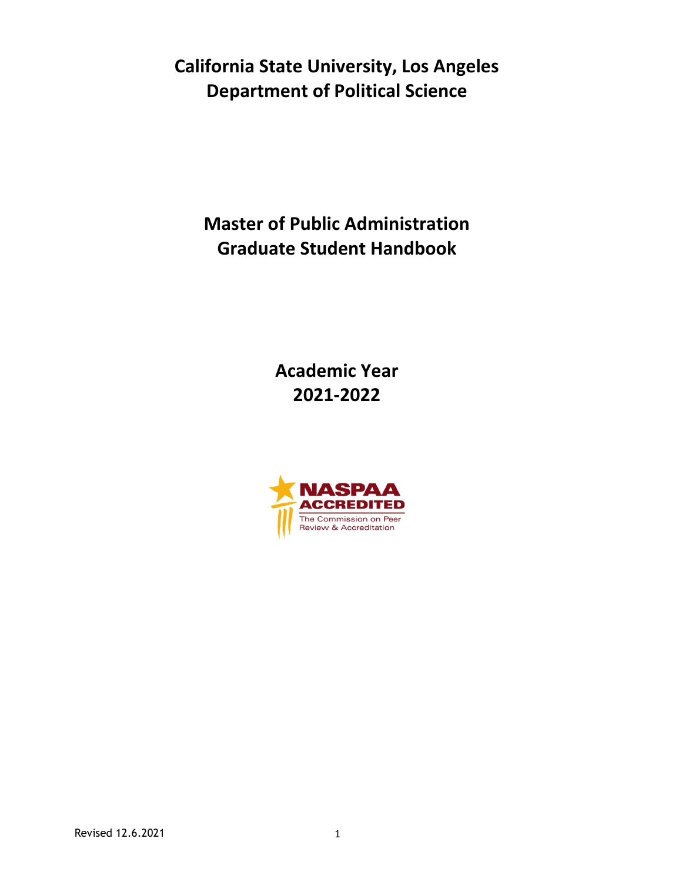# California State University, Los Angeles
# Department of Political Science

## Master of Public Administration
## Graduate Student Handbook

## Academic Year
## 2021-2022

NASPAA ACCREDITED
The Commission on Peer Review & Accreditation

Revised 12.6.2021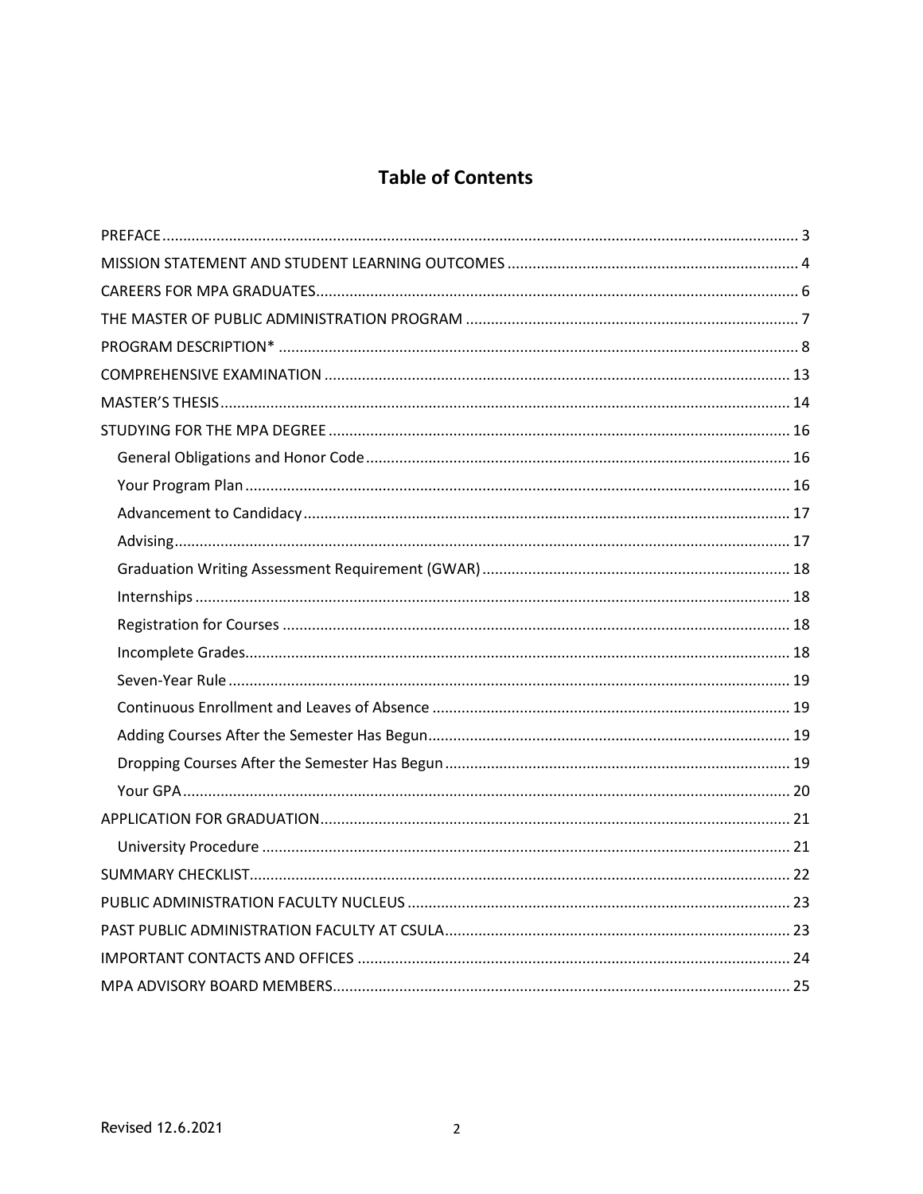# Table of Contents

- PREFACE ..... 3
- MISSION STATEMENT AND STUDENT LEARNING OUTCOMES ..... 4
- CAREERS FOR MPA GRADUATES ..... 6
- THE MASTER OF PUBLIC ADMINISTRATION PROGRAM ..... 7
- PROGRAM DESCRIPTION* ..... 8
- COMPREHENSIVE EXAMINATION ..... 13
- MASTER'S THESIS ..... 14
- STUDYING FOR THE MPA DEGREE ..... 16
  - General Obligations and Honor Code ..... 16
  - Your Program Plan ..... 16
  - Advancement to Candidacy ..... 17
  - Advising ..... 17
  - Graduation Writing Assessment Requirement (GWAR) ..... 18
  - Internships ..... 18
  - Registration for Courses ..... 18
  - Incomplete Grades ..... 18
  - Seven-Year Rule ..... 19
  - Continuous Enrollment and Leaves of Absence ..... 19
  - Adding Courses After the Semester Has Begun ..... 19
  - Dropping Courses After the Semester Has Begun ..... 19
  - Your GPA ..... 20
- APPLICATION FOR GRADUATION ..... 21
  - University Procedure ..... 21
- SUMMARY CHECKLIST ..... 22
- PUBLIC ADMINISTRATION FACULTY NUCLEUS ..... 23
- PAST PUBLIC ADMINISTRATION FACULTY AT CSULA ..... 23
- IMPORTANT CONTACTS AND OFFICES ..... 24
- MPA ADVISORY BOARD MEMBERS ..... 25

Revised 12.6.2021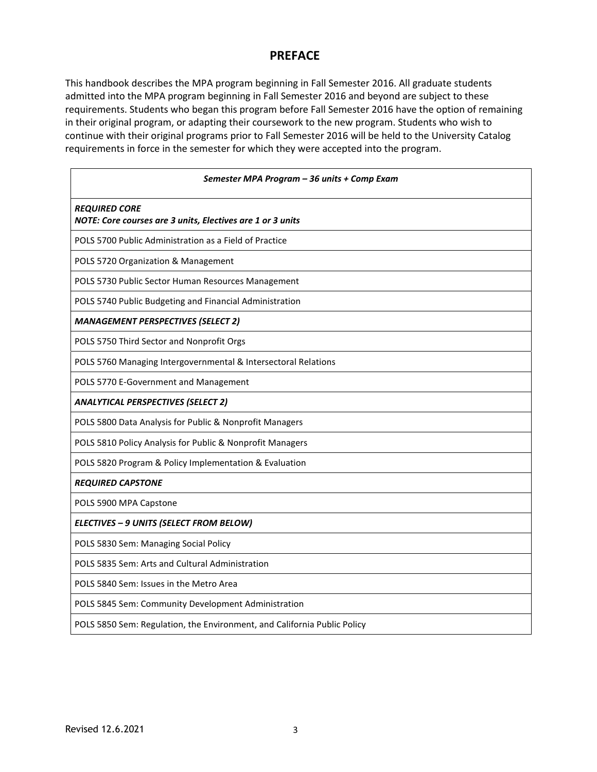# PREFACE

This handbook describes the MPA program beginning in Fall Semester 2016. All graduate students admitted into the MPA program beginning in Fall Semester 2016 and beyond are subject to these requirements. Students who began this program before Fall Semester 2016 have the option of remaining in their original program, or adapting their coursework to the new program. Students who wish to continue with their original programs prior to Fall Semester 2016 will be held to the University Catalog requirements in force in the semester for which they were accepted into the program.

| ***Semester MPA Program – 36 units + Comp Exam*** |
|---|
| ***REQUIRED CORE*** <br> ***NOTE: Core courses are 3 units, Electives are 1 or 3 units*** |
| POLS 5700 Public Administration as a Field of Practice |
| POLS 5720 Organization & Management |
| POLS 5730 Public Sector Human Resources Management |
| POLS 5740 Public Budgeting and Financial Administration |
| ***MANAGEMENT PERSPECTIVES (SELECT 2)*** |
| POLS 5750 Third Sector and Nonprofit Orgs |
| POLS 5760 Managing Intergovernmental & Intersectoral Relations |
| POLS 5770 E-Government and Management |
| ***ANALYTICAL PERSPECTIVES (SELECT 2)*** |
| POLS 5800 Data Analysis for Public & Nonprofit Managers |
| POLS 5810 Policy Analysis for Public & Nonprofit Managers |
| POLS 5820 Program & Policy Implementation & Evaluation |
| ***REQUIRED CAPSTONE*** |
| POLS 5900 MPA Capstone |
| ***ELECTIVES – 9 UNITS (SELECT FROM BELOW)*** |
| POLS 5830 Sem: Managing Social Policy |
| POLS 5835 Sem: Arts and Cultural Administration |
| POLS 5840 Sem: Issues in the Metro Area |
| POLS 5845 Sem: Community Development Administration |
| POLS 5850 Sem: Regulation, the Environment, and California Public Policy |

Revised 12.6.2021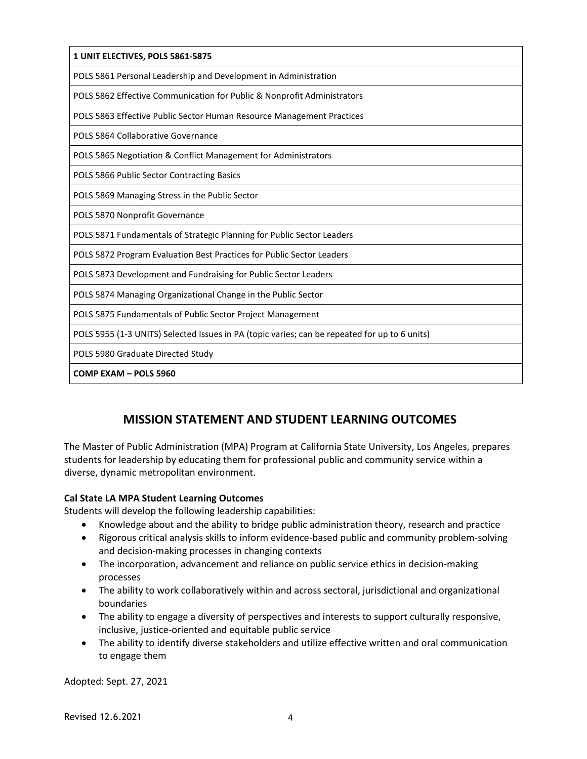| **1 UNIT ELECTIVES, POLS 5861-5875** |
| --- |
| POLS 5861 Personal Leadership and Development in Administration |
| POLS 5862 Effective Communication for Public & Nonprofit Administrators |
| POLS 5863 Effective Public Sector Human Resource Management Practices |
| POLS 5864 Collaborative Governance |
| POLS 5865 Negotiation & Conflict Management for Administrators |
| POLS 5866 Public Sector Contracting Basics |
| POLS 5869 Managing Stress in the Public Sector |
| POLS 5870 Nonprofit Governance |
| POLS 5871 Fundamentals of Strategic Planning for Public Sector Leaders |
| POLS 5872 Program Evaluation Best Practices for Public Sector Leaders |
| POLS 5873 Development and Fundraising for Public Sector Leaders |
| POLS 5874 Managing Organizational Change in the Public Sector |
| POLS 5875 Fundamentals of Public Sector Project Management |
| POLS 5955 (1-3 UNITS) Selected Issues in PA (topic varies; can be repeated for up to 6 units) |
| POLS 5980 Graduate Directed Study |
| **COMP EXAM – POLS 5960** |

## MISSION STATEMENT AND STUDENT LEARNING OUTCOMES

The Master of Public Administration (MPA) Program at California State University, Los Angeles, prepares students for leadership by educating them for professional public and community service within a diverse, dynamic metropolitan environment.

**Cal State LA MPA Student Learning Outcomes**

Students will develop the following leadership capabilities:

- Knowledge about and the ability to bridge public administration theory, research and practice
- Rigorous critical analysis skills to inform evidence-based public and community problem-solving and decision-making processes in changing contexts
- The incorporation, advancement and reliance on public service ethics in decision-making processes
- The ability to work collaboratively within and across sectoral, jurisdictional and organizational boundaries
- The ability to engage a diversity of perspectives and interests to support culturally responsive, inclusive, justice-oriented and equitable public service
- The ability to identify diverse stakeholders and utilize effective written and oral communication to engage them

Adopted: Sept. 27, 2021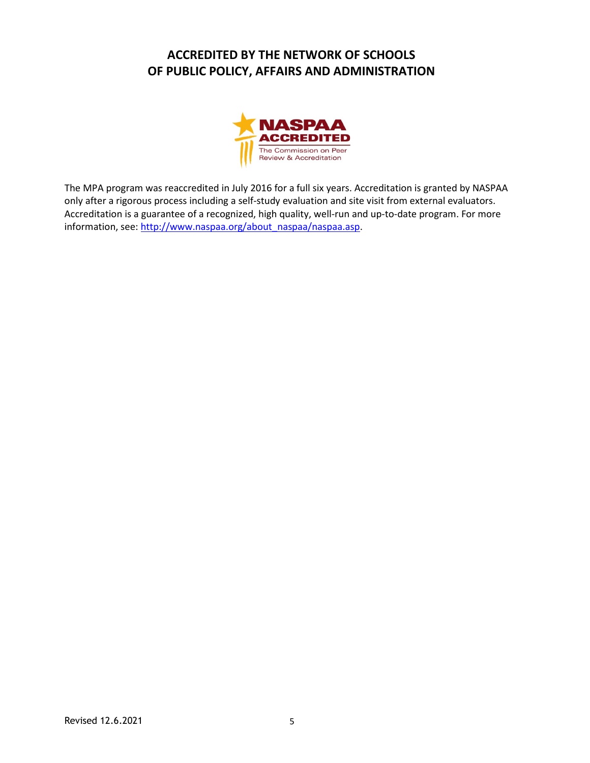# ACCREDITED BY THE NETWORK OF SCHOOLS OF PUBLIC POLICY, AFFAIRS AND ADMINISTRATION

The MPA program was reaccredited in July 2016 for a full six years. Accreditation is granted by NASPAA only after a rigorous process including a self-study evaluation and site visit from external evaluators. Accreditation is a guarantee of a recognized, high quality, well-run and up-to-date program. For more information, see: http://www.naspaa.org/about_naspaa/naspaa.asp.

Revised 12.6.2021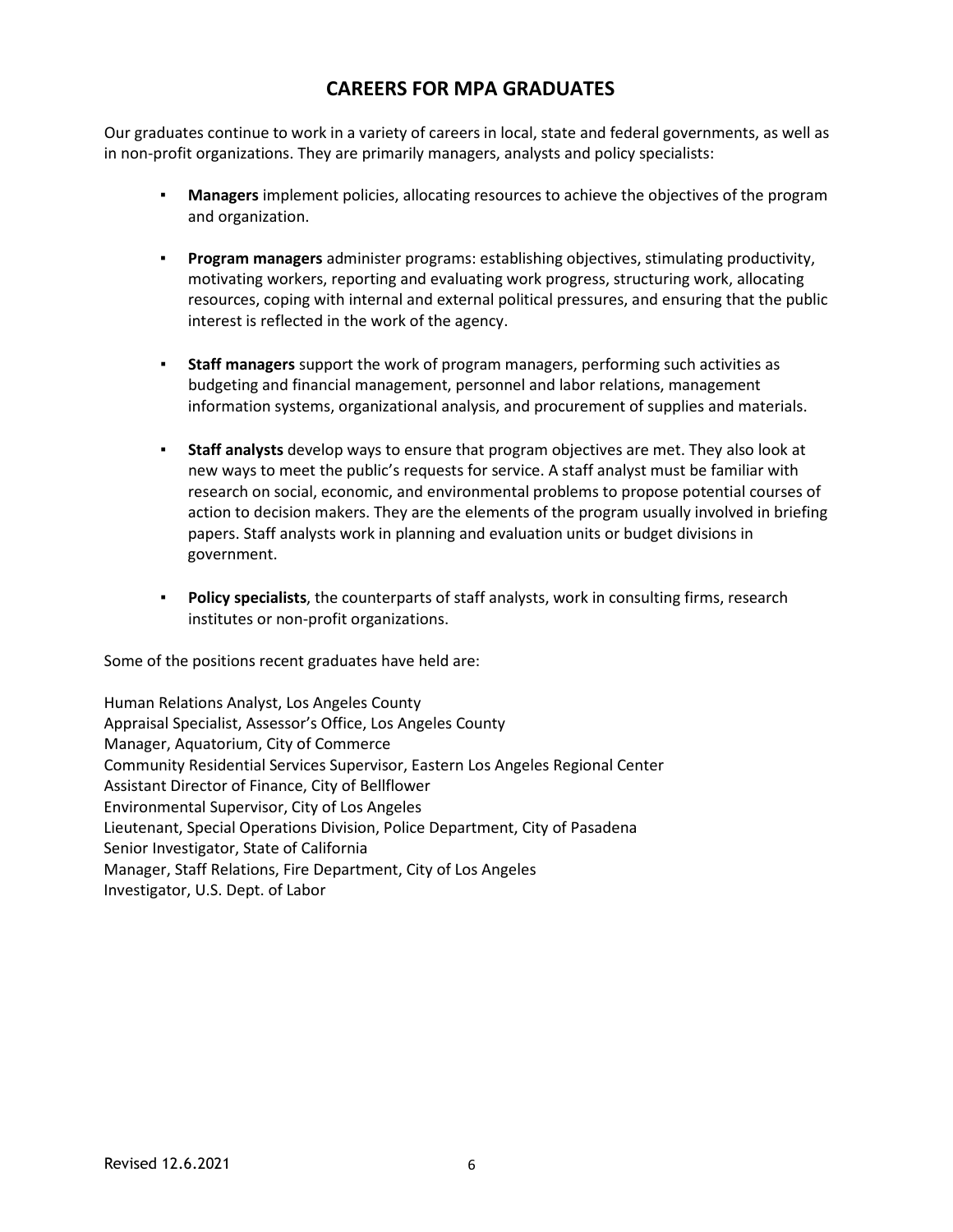## CAREERS FOR MPA GRADUATES

Our graduates continue to work in a variety of careers in local, state and federal governments, as well as in non-profit organizations. They are primarily managers, analysts and policy specialists:

- **Managers** implement policies, allocating resources to achieve the objectives of the program and organization.
- **Program managers** administer programs: establishing objectives, stimulating productivity, motivating workers, reporting and evaluating work progress, structuring work, allocating resources, coping with internal and external political pressures, and ensuring that the public interest is reflected in the work of the agency.
- **Staff managers** support the work of program managers, performing such activities as budgeting and financial management, personnel and labor relations, management information systems, organizational analysis, and procurement of supplies and materials.
- **Staff analysts** develop ways to ensure that program objectives are met. They also look at new ways to meet the public's requests for service. A staff analyst must be familiar with research on social, economic, and environmental problems to propose potential courses of action to decision makers. They are the elements of the program usually involved in briefing papers. Staff analysts work in planning and evaluation units or budget divisions in government.
- **Policy specialists**, the counterparts of staff analysts, work in consulting firms, research institutes or non-profit organizations.

Some of the positions recent graduates have held are:

Human Relations Analyst, Los Angeles County
Appraisal Specialist, Assessor's Office, Los Angeles County
Manager, Aquatorium, City of Commerce
Community Residential Services Supervisor, Eastern Los Angeles Regional Center
Assistant Director of Finance, City of Bellflower
Environmental Supervisor, City of Los Angeles
Lieutenant, Special Operations Division, Police Department, City of Pasadena
Senior Investigator, State of California
Manager, Staff Relations, Fire Department, City of Los Angeles
Investigator, U.S. Dept. of Labor

Revised 12.6.2021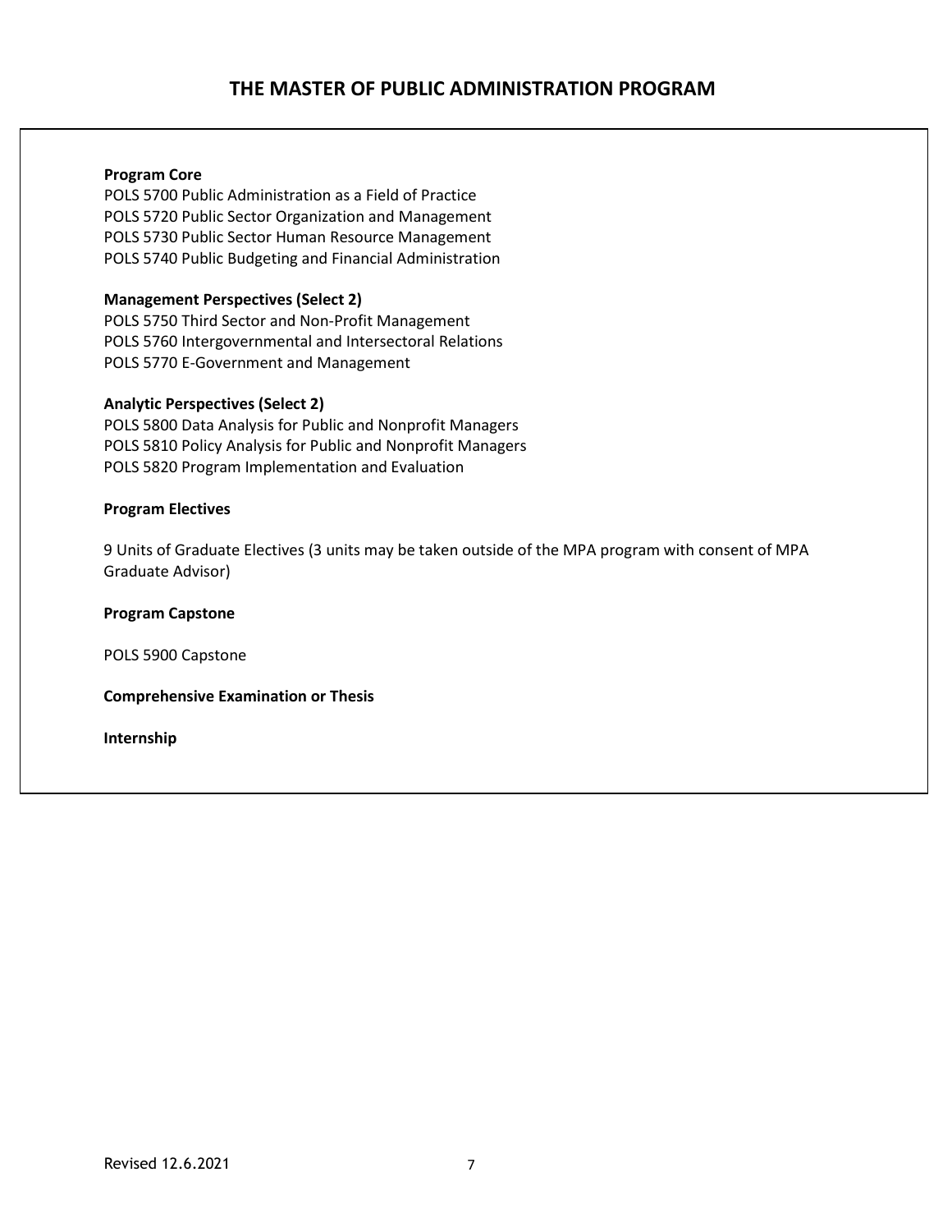# THE MASTER OF PUBLIC ADMINISTRATION PROGRAM

**Program Core**

POLS 5700 Public Administration as a Field of Practice
POLS 5720 Public Sector Organization and Management
POLS 5730 Public Sector Human Resource Management
POLS 5740 Public Budgeting and Financial Administration

**Management Perspectives (Select 2)**

POLS 5750 Third Sector and Non-Profit Management
POLS 5760 Intergovernmental and Intersectoral Relations
POLS 5770 E-Government and Management

**Analytic Perspectives (Select 2)**

POLS 5800 Data Analysis for Public and Nonprofit Managers
POLS 5810 Policy Analysis for Public and Nonprofit Managers
POLS 5820 Program Implementation and Evaluation

**Program Electives**

9 Units of Graduate Electives (3 units may be taken outside of the MPA program with consent of MPA Graduate Advisor)

**Program Capstone**

POLS 5900 Capstone

**Comprehensive Examination or Thesis**

**Internship**

Revised 12.6.2021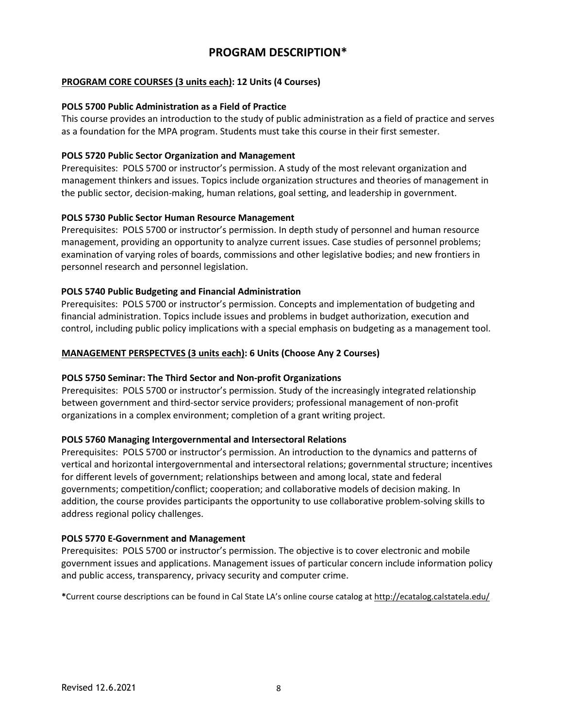# PROGRAM DESCRIPTION*

**PROGRAM CORE COURSES (3 units each): 12 Units (4 Courses)**

**POLS 5700 Public Administration as a Field of Practice**
This course provides an introduction to the study of public administration as a field of practice and serves as a foundation for the MPA program. Students must take this course in their first semester.

**POLS 5720 Public Sector Organization and Management**
Prerequisites: POLS 5700 or instructor's permission. A study of the most relevant organization and management thinkers and issues. Topics include organization structures and theories of management in the public sector, decision-making, human relations, goal setting, and leadership in government.

**POLS 5730 Public Sector Human Resource Management**
Prerequisites: POLS 5700 or instructor's permission. In depth study of personnel and human resource management, providing an opportunity to analyze current issues. Case studies of personnel problems; examination of varying roles of boards, commissions and other legislative bodies; and new frontiers in personnel research and personnel legislation.

**POLS 5740 Public Budgeting and Financial Administration**
Prerequisites: POLS 5700 or instructor's permission. Concepts and implementation of budgeting and financial administration. Topics include issues and problems in budget authorization, execution and control, including public policy implications with a special emphasis on budgeting as a management tool.

**MANAGEMENT PERSPECTVES (3 units each): 6 Units (Choose Any 2 Courses)**

**POLS 5750 Seminar: The Third Sector and Non-profit Organizations**
Prerequisites: POLS 5700 or instructor's permission. Study of the increasingly integrated relationship between government and third-sector service providers; professional management of non-profit organizations in a complex environment; completion of a grant writing project.

**POLS 5760 Managing Intergovernmental and Intersectoral Relations**
Prerequisites: POLS 5700 or instructor's permission. An introduction to the dynamics and patterns of vertical and horizontal intergovernmental and intersectoral relations; governmental structure; incentives for different levels of government; relationships between and among local, state and federal governments; competition/conflict; cooperation; and collaborative models of decision making. In addition, the course provides participants the opportunity to use collaborative problem-solving skills to address regional policy challenges.

**POLS 5770 E-Government and Management**
Prerequisites: POLS 5700 or instructor's permission. The objective is to cover electronic and mobile government issues and applications. Management issues of particular concern include information policy and public access, transparency, privacy security and computer crime.

*Current course descriptions can be found in Cal State LA's online course catalog at http://ecatalog.calstatela.edu/

Revised 12.6.2021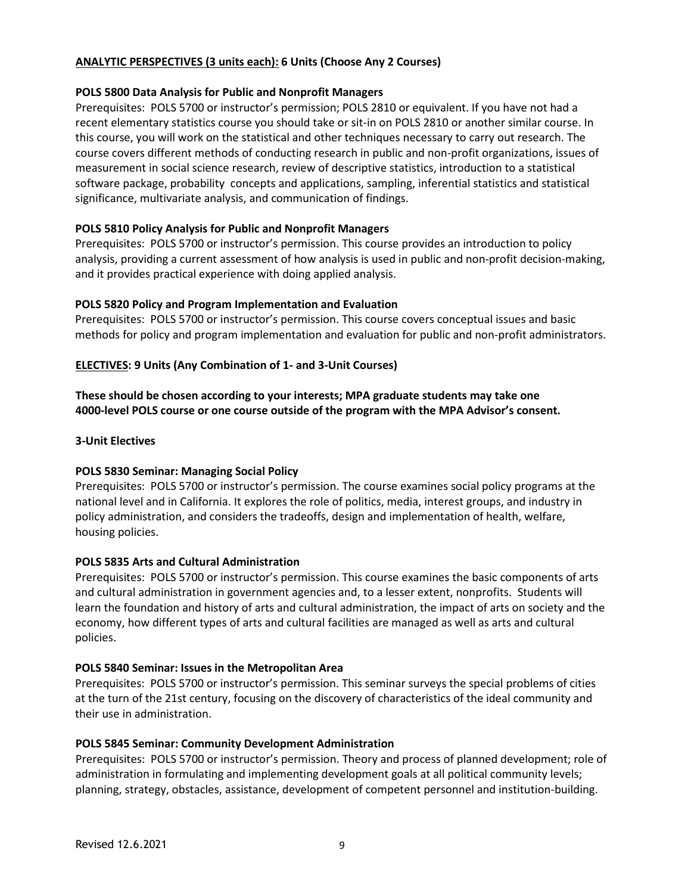**ANALYTIC PERSPECTIVES (3 units each): 6 Units (Choose Any 2 Courses)**

**POLS 5800 Data Analysis for Public and Nonprofit Managers**

Prerequisites: POLS 5700 or instructor's permission; POLS 2810 or equivalent. If you have not had a recent elementary statistics course you should take or sit-in on POLS 2810 or another similar course. In this course, you will work on the statistical and other techniques necessary to carry out research. The course covers different methods of conducting research in public and non-profit organizations, issues of measurement in social science research, review of descriptive statistics, introduction to a statistical software package, probability concepts and applications, sampling, inferential statistics and statistical significance, multivariate analysis, and communication of findings.

**POLS 5810 Policy Analysis for Public and Nonprofit Managers**

Prerequisites: POLS 5700 or instructor's permission. This course provides an introduction to policy analysis, providing a current assessment of how analysis is used in public and non-profit decision-making, and it provides practical experience with doing applied analysis.

**POLS 5820 Policy and Program Implementation and Evaluation**

Prerequisites: POLS 5700 or instructor's permission. This course covers conceptual issues and basic methods for policy and program implementation and evaluation for public and non-profit administrators.

**ELECTIVES: 9 Units (Any Combination of 1- and 3-Unit Courses)**

**These should be chosen according to your interests; MPA graduate students may take one 4000-level POLS course or one course outside of the program with the MPA Advisor's consent.**

**3-Unit Electives**

**POLS 5830 Seminar: Managing Social Policy**

Prerequisites: POLS 5700 or instructor's permission. The course examines social policy programs at the national level and in California. It explores the role of politics, media, interest groups, and industry in policy administration, and considers the tradeoffs, design and implementation of health, welfare, housing policies.

**POLS 5835 Arts and Cultural Administration**

Prerequisites: POLS 5700 or instructor's permission. This course examines the basic components of arts and cultural administration in government agencies and, to a lesser extent, nonprofits. Students will learn the foundation and history of arts and cultural administration, the impact of arts on society and the economy, how different types of arts and cultural facilities are managed as well as arts and cultural policies.

**POLS 5840 Seminar: Issues in the Metropolitan Area**

Prerequisites: POLS 5700 or instructor's permission. This seminar surveys the special problems of cities at the turn of the 21st century, focusing on the discovery of characteristics of the ideal community and their use in administration.

**POLS 5845 Seminar: Community Development Administration**

Prerequisites: POLS 5700 or instructor's permission. Theory and process of planned development; role of administration in formulating and implementing development goals at all political community levels; planning, strategy, obstacles, assistance, development of competent personnel and institution-building.

Revised 12.6.2021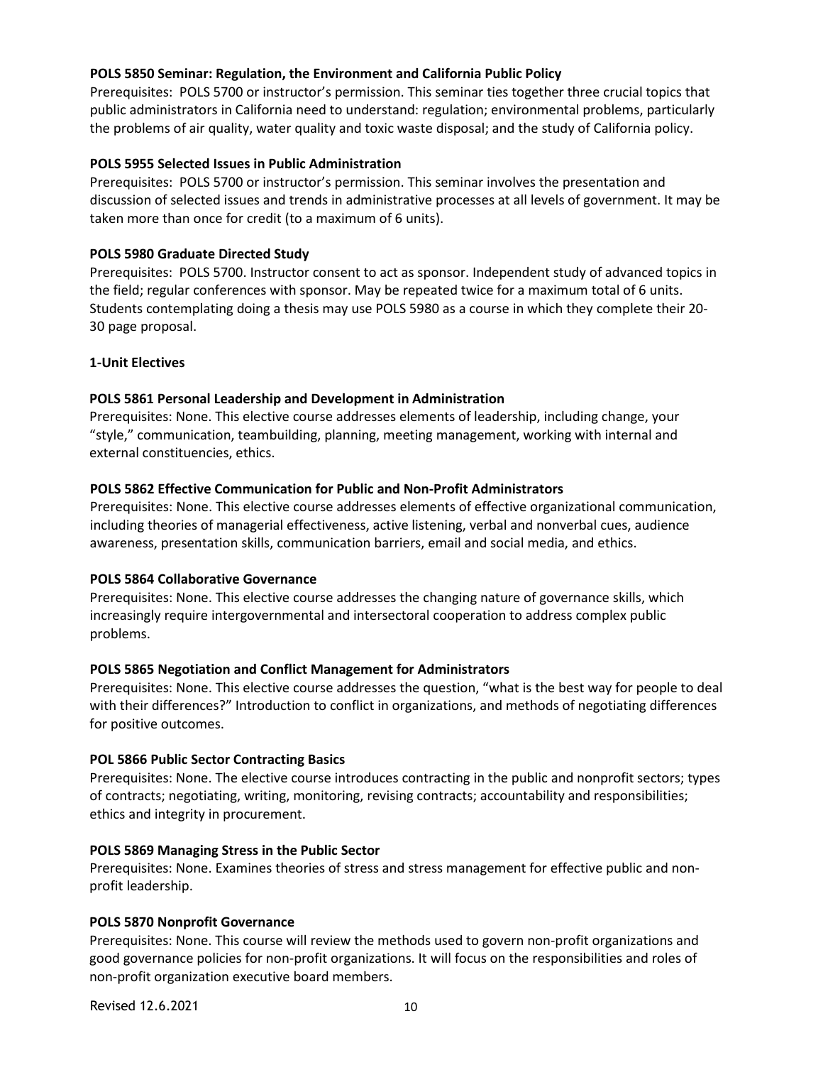**POLS 5850 Seminar: Regulation, the Environment and California Public Policy**
Prerequisites: POLS 5700 or instructor's permission. This seminar ties together three crucial topics that public administrators in California need to understand: regulation; environmental problems, particularly the problems of air quality, water quality and toxic waste disposal; and the study of California policy.

**POLS 5955 Selected Issues in Public Administration**
Prerequisites: POLS 5700 or instructor's permission. This seminar involves the presentation and discussion of selected issues and trends in administrative processes at all levels of government. It may be taken more than once for credit (to a maximum of 6 units).

**POLS 5980 Graduate Directed Study**
Prerequisites: POLS 5700. Instructor consent to act as sponsor. Independent study of advanced topics in the field; regular conferences with sponsor. May be repeated twice for a maximum total of 6 units. Students contemplating doing a thesis may use POLS 5980 as a course in which they complete their 20-30 page proposal.

**1-Unit Electives**

**POLS 5861 Personal Leadership and Development in Administration**
Prerequisites: None. This elective course addresses elements of leadership, including change, your "style," communication, teambuilding, planning, meeting management, working with internal and external constituencies, ethics.

**POLS 5862 Effective Communication for Public and Non-Profit Administrators**
Prerequisites: None. This elective course addresses elements of effective organizational communication, including theories of managerial effectiveness, active listening, verbal and nonverbal cues, audience awareness, presentation skills, communication barriers, email and social media, and ethics.

**POLS 5864 Collaborative Governance**
Prerequisites: None. This elective course addresses the changing nature of governance skills, which increasingly require intergovernmental and intersectoral cooperation to address complex public problems.

**POLS 5865 Negotiation and Conflict Management for Administrators**
Prerequisites: None. This elective course addresses the question, "what is the best way for people to deal with their differences?" Introduction to conflict in organizations, and methods of negotiating differences for positive outcomes.

**POL 5866 Public Sector Contracting Basics**
Prerequisites: None. The elective course introduces contracting in the public and nonprofit sectors; types of contracts; negotiating, writing, monitoring, revising contracts; accountability and responsibilities; ethics and integrity in procurement.

**POLS 5869 Managing Stress in the Public Sector**
Prerequisites: None. Examines theories of stress and stress management for effective public and non-profit leadership.

**POLS 5870 Nonprofit Governance**
Prerequisites: None. This course will review the methods used to govern non-profit organizations and good governance policies for non-profit organizations. It will focus on the responsibilities and roles of non-profit organization executive board members.

Revised 12.6.2021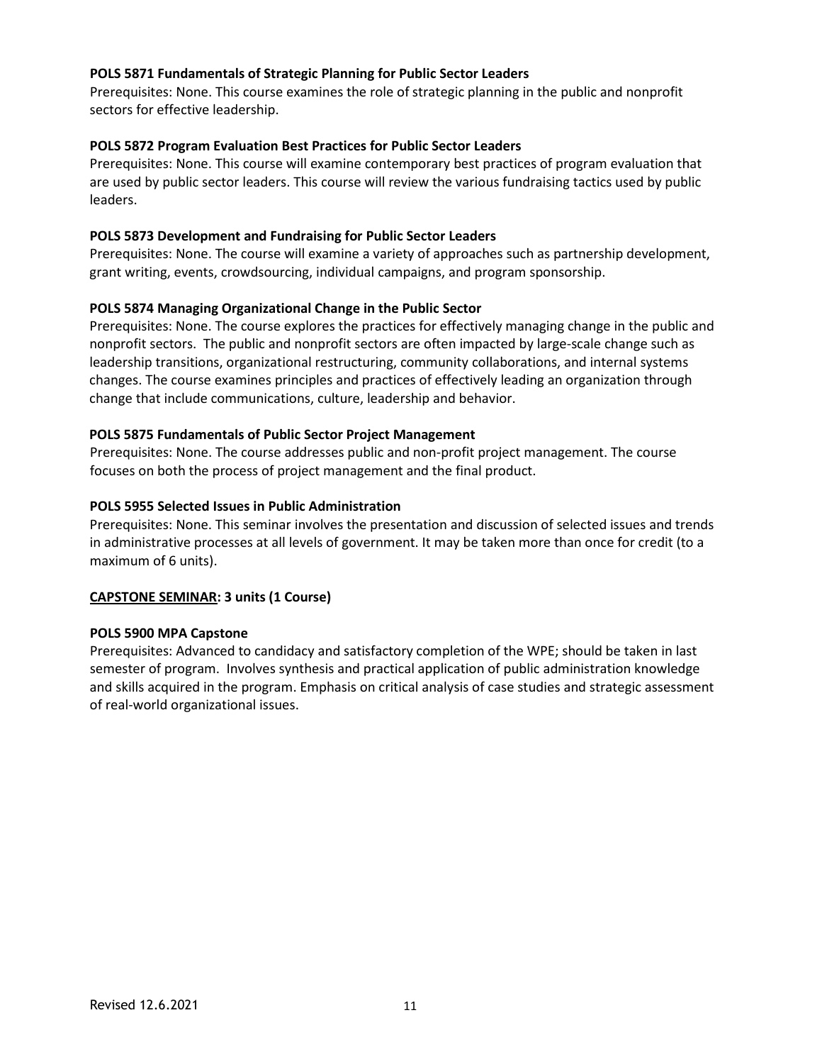**POLS 5871 Fundamentals of Strategic Planning for Public Sector Leaders**
Prerequisites: None. This course examines the role of strategic planning in the public and nonprofit sectors for effective leadership.

**POLS 5872 Program Evaluation Best Practices for Public Sector Leaders**
Prerequisites: None. This course will examine contemporary best practices of program evaluation that are used by public sector leaders. This course will review the various fundraising tactics used by public leaders.

**POLS 5873 Development and Fundraising for Public Sector Leaders**
Prerequisites: None. The course will examine a variety of approaches such as partnership development, grant writing, events, crowdsourcing, individual campaigns, and program sponsorship.

**POLS 5874 Managing Organizational Change in the Public Sector**
Prerequisites: None. The course explores the practices for effectively managing change in the public and nonprofit sectors. The public and nonprofit sectors are often impacted by large-scale change such as leadership transitions, organizational restructuring, community collaborations, and internal systems changes. The course examines principles and practices of effectively leading an organization through change that include communications, culture, leadership and behavior.

**POLS 5875 Fundamentals of Public Sector Project Management**
Prerequisites: None. The course addresses public and non-profit project management. The course focuses on both the process of project management and the final product.

**POLS 5955 Selected Issues in Public Administration**
Prerequisites: None. This seminar involves the presentation and discussion of selected issues and trends in administrative processes at all levels of government. It may be taken more than once for credit (to a maximum of 6 units).

**CAPSTONE SEMINAR: 3 units (1 Course)**

**POLS 5900 MPA Capstone**
Prerequisites: Advanced to candidacy and satisfactory completion of the WPE; should be taken in last semester of program. Involves synthesis and practical application of public administration knowledge and skills acquired in the program. Emphasis on critical analysis of case studies and strategic assessment of real-world organizational issues.

Revised 12.6.2021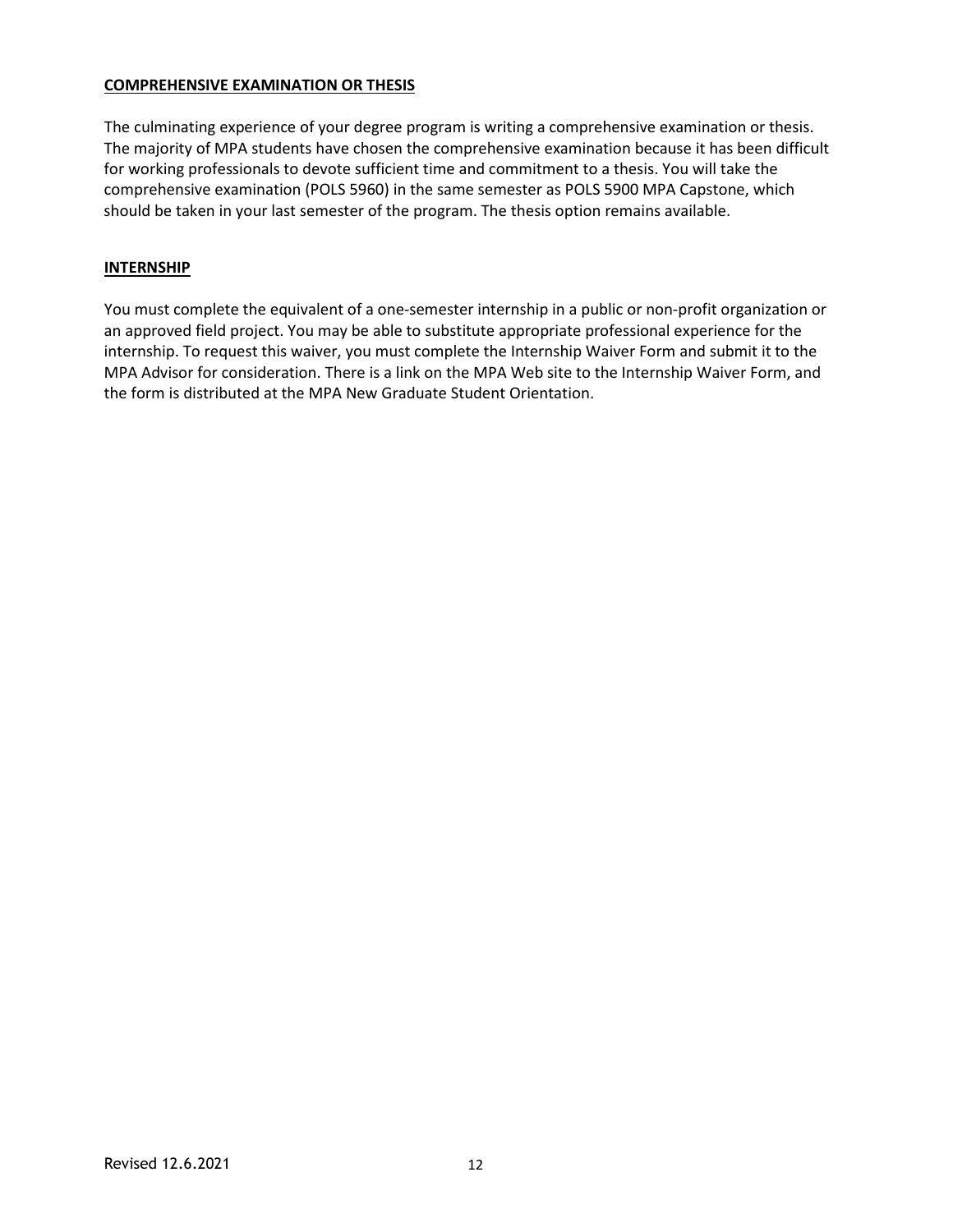## **COMPREHENSIVE EXAMINATION OR THESIS**

The culminating experience of your degree program is writing a comprehensive examination or thesis. The majority of MPA students have chosen the comprehensive examination because it has been difficult for working professionals to devote sufficient time and commitment to a thesis. You will take the comprehensive examination (POLS 5960) in the same semester as POLS 5900 MPA Capstone, which should be taken in your last semester of the program. The thesis option remains available.

## **INTERNSHIP**

You must complete the equivalent of a one-semester internship in a public or non-profit organization or an approved field project. You may be able to substitute appropriate professional experience for the internship. To request this waiver, you must complete the Internship Waiver Form and submit it to the MPA Advisor for consideration. There is a link on the MPA Web site to the Internship Waiver Form, and the form is distributed at the MPA New Graduate Student Orientation.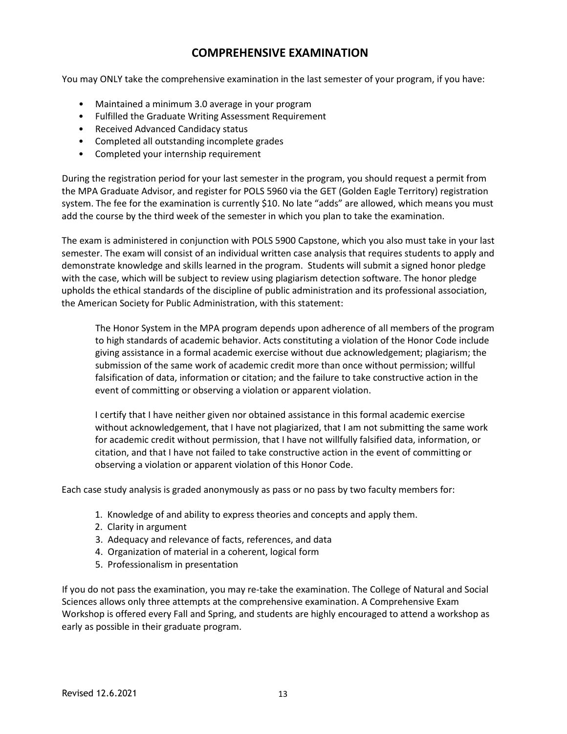# COMPREHENSIVE EXAMINATION

You may ONLY take the comprehensive examination in the last semester of your program, if you have:

- Maintained a minimum 3.0 average in your program
- Fulfilled the Graduate Writing Assessment Requirement
- Received Advanced Candidacy status
- Completed all outstanding incomplete grades
- Completed your internship requirement

During the registration period for your last semester in the program, you should request a permit from the MPA Graduate Advisor, and register for POLS 5960 via the GET (Golden Eagle Territory) registration system. The fee for the examination is currently $10. No late "adds" are allowed, which means you must add the course by the third week of the semester in which you plan to take the examination.

The exam is administered in conjunction with POLS 5900 Capstone, which you also must take in your last semester. The exam will consist of an individual written case analysis that requires students to apply and demonstrate knowledge and skills learned in the program. Students will submit a signed honor pledge with the case, which will be subject to review using plagiarism detection software. The honor pledge upholds the ethical standards of the discipline of public administration and its professional association, the American Society for Public Administration, with this statement:

> The Honor System in the MPA program depends upon adherence of all members of the program to high standards of academic behavior. Acts constituting a violation of the Honor Code include giving assistance in a formal academic exercise without due acknowledgement; plagiarism; the submission of the same work of academic credit more than once without permission; willful falsification of data, information or citation; and the failure to take constructive action in the event of committing or observing a violation or apparent violation.
>
> I certify that I have neither given nor obtained assistance in this formal academic exercise without acknowledgement, that I have not plagiarized, that I am not submitting the same work for academic credit without permission, that I have not willfully falsified data, information, or citation, and that I have not failed to take constructive action in the event of committing or observing a violation or apparent violation of this Honor Code.

Each case study analysis is graded anonymously as pass or no pass by two faculty members for:

1. Knowledge of and ability to express theories and concepts and apply them.
2. Clarity in argument
3. Adequacy and relevance of facts, references, and data
4. Organization of material in a coherent, logical form
5. Professionalism in presentation

If you do not pass the examination, you may re-take the examination. The College of Natural and Social Sciences allows only three attempts at the comprehensive examination. A Comprehensive Exam Workshop is offered every Fall and Spring, and students are highly encouraged to attend a workshop as early as possible in their graduate program.

Revised 12.6.2021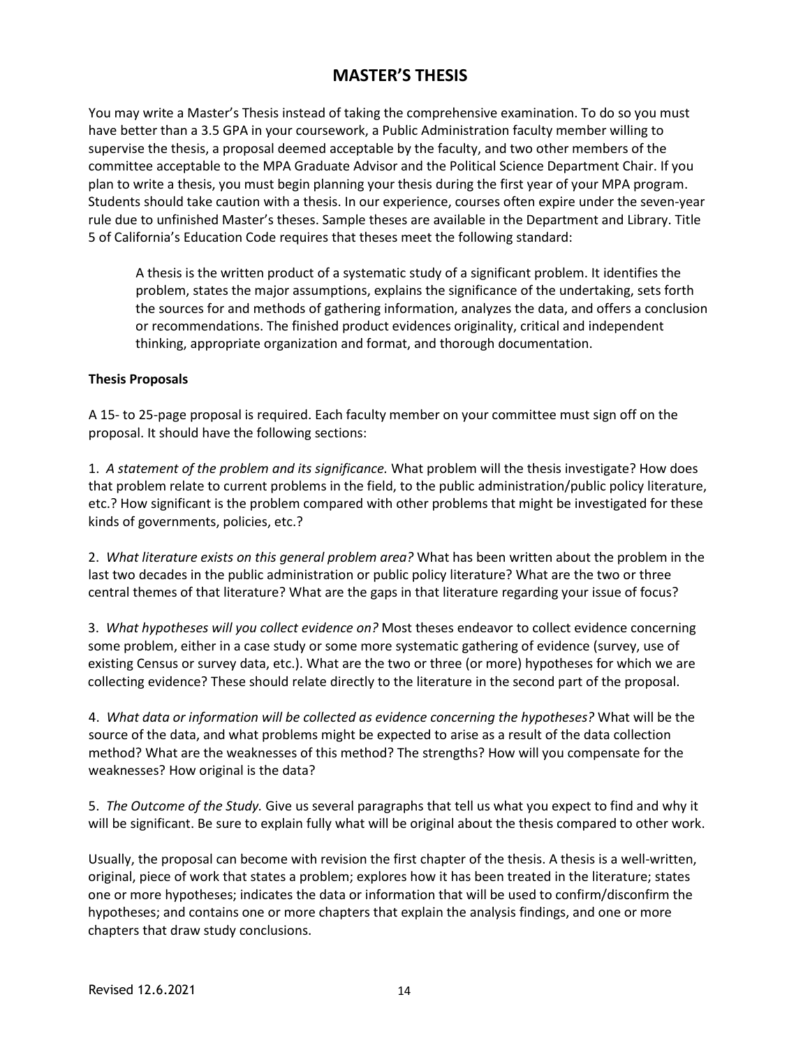# MASTER'S THESIS

You may write a Master's Thesis instead of taking the comprehensive examination. To do so you must have better than a 3.5 GPA in your coursework, a Public Administration faculty member willing to supervise the thesis, a proposal deemed acceptable by the faculty, and two other members of the committee acceptable to the MPA Graduate Advisor and the Political Science Department Chair. If you plan to write a thesis, you must begin planning your thesis during the first year of your MPA program. Students should take caution with a thesis. In our experience, courses often expire under the seven-year rule due to unfinished Master's theses. Sample theses are available in the Department and Library. Title 5 of California's Education Code requires that theses meet the following standard:

> A thesis is the written product of a systematic study of a significant problem. It identifies the problem, states the major assumptions, explains the significance of the undertaking, sets forth the sources for and methods of gathering information, analyzes the data, and offers a conclusion or recommendations. The finished product evidences originality, critical and independent thinking, appropriate organization and format, and thorough documentation.

### Thesis Proposals

A 15- to 25-page proposal is required. Each faculty member on your committee must sign off on the proposal. It should have the following sections:

1. *A statement of the problem and its significance.* What problem will the thesis investigate? How does that problem relate to current problems in the field, to the public administration/public policy literature, etc.? How significant is the problem compared with other problems that might be investigated for these kinds of governments, policies, etc.?

2. *What literature exists on this general problem area?* What has been written about the problem in the last two decades in the public administration or public policy literature? What are the two or three central themes of that literature? What are the gaps in that literature regarding your issue of focus?

3. *What hypotheses will you collect evidence on?* Most theses endeavor to collect evidence concerning some problem, either in a case study or some more systematic gathering of evidence (survey, use of existing Census or survey data, etc.). What are the two or three (or more) hypotheses for which we are collecting evidence? These should relate directly to the literature in the second part of the proposal.

4. *What data or information will be collected as evidence concerning the hypotheses?* What will be the source of the data, and what problems might be expected to arise as a result of the data collection method? What are the weaknesses of this method? The strengths? How will you compensate for the weaknesses? How original is the data?

5. *The Outcome of the Study.* Give us several paragraphs that tell us what you expect to find and why it will be significant. Be sure to explain fully what will be original about the thesis compared to other work.

Usually, the proposal can become with revision the first chapter of the thesis. A thesis is a well-written, original, piece of work that states a problem; explores how it has been treated in the literature; states one or more hypotheses; indicates the data or information that will be used to confirm/disconfirm the hypotheses; and contains one or more chapters that explain the analysis findings, and one or more chapters that draw study conclusions.

Revised 12.6.2021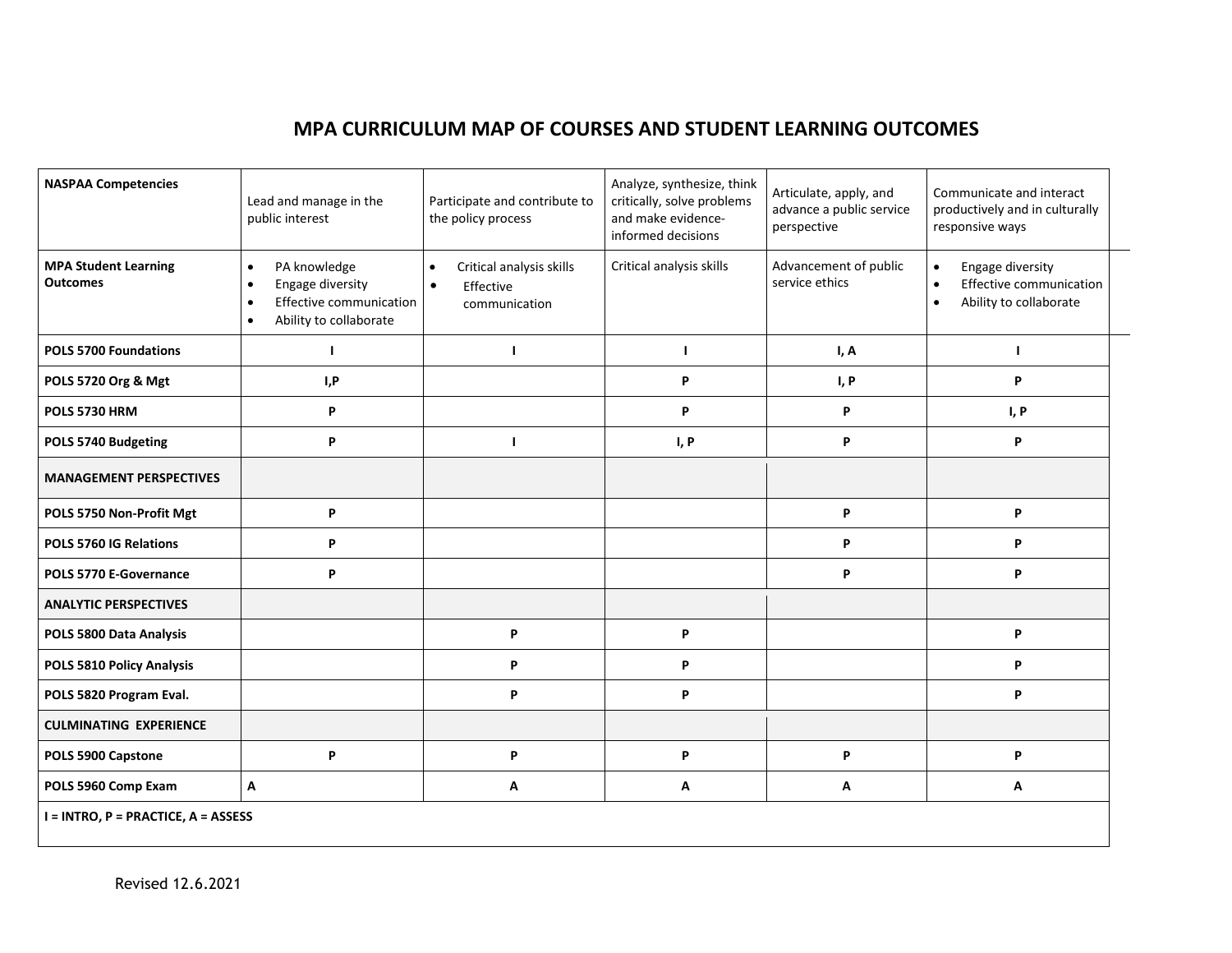# MPA CURRICULUM MAP OF COURSES AND STUDENT LEARNING OUTCOMES

| **NASPAA Competencies** | Lead and manage in the public interest | Participate and contribute to the policy process | Analyze, synthesize, think critically, solve problems and make evidence-informed decisions | Articulate, apply, and advance a public service perspective | Communicate and interact productively and in culturally responsive ways |
|---|---|---|---|---|---|
| **MPA Student Learning Outcomes** | • PA knowledge<br>• Engage diversity<br>• Effective communication<br>• Ability to collaborate | • Critical analysis skills<br>• Effective communication | Critical analysis skills | Advancement of public service ethics | • Engage diversity<br>• Effective communication<br>• Ability to collaborate |
| **POLS 5700 Foundations** | **I** | **I** | **I** | **I, A** | **I** |
| **POLS 5720 Org & Mgt** | **I,P** | | **P** | **I, P** | **P** |
| **POLS 5730 HRM** | **P** | | **P** | **P** | **I, P** |
| **POLS 5740 Budgeting** | **P** | **I** | **I, P** | **P** | **P** |
| **MANAGEMENT PERSPECTIVES** | | | | | |
| **POLS 5750 Non-Profit Mgt** | **P** | | | **P** | **P** |
| **POLS 5760 IG Relations** | **P** | | | **P** | **P** |
| **POLS 5770 E-Governance** | **P** | | | **P** | **P** |
| **ANALYTIC PERSPECTIVES** | | | | | |
| **POLS 5800 Data Analysis** | | **P** | **P** | | **P** |
| **POLS 5810 Policy Analysis** | | **P** | **P** | | **P** |
| **POLS 5820 Program Eval.** | | **P** | **P** | | **P** |
| **CULMINATING EXPERIENCE** | | | | | |
| **POLS 5900 Capstone** | **P** | **P** | **P** | **P** | **P** |
| **POLS 5960 Comp Exam** | **A** | **A** | **A** | **A** | **A** |
| **I = INTRO, P = PRACTICE, A = ASSESS** | | | | | |

Revised 12.6.2021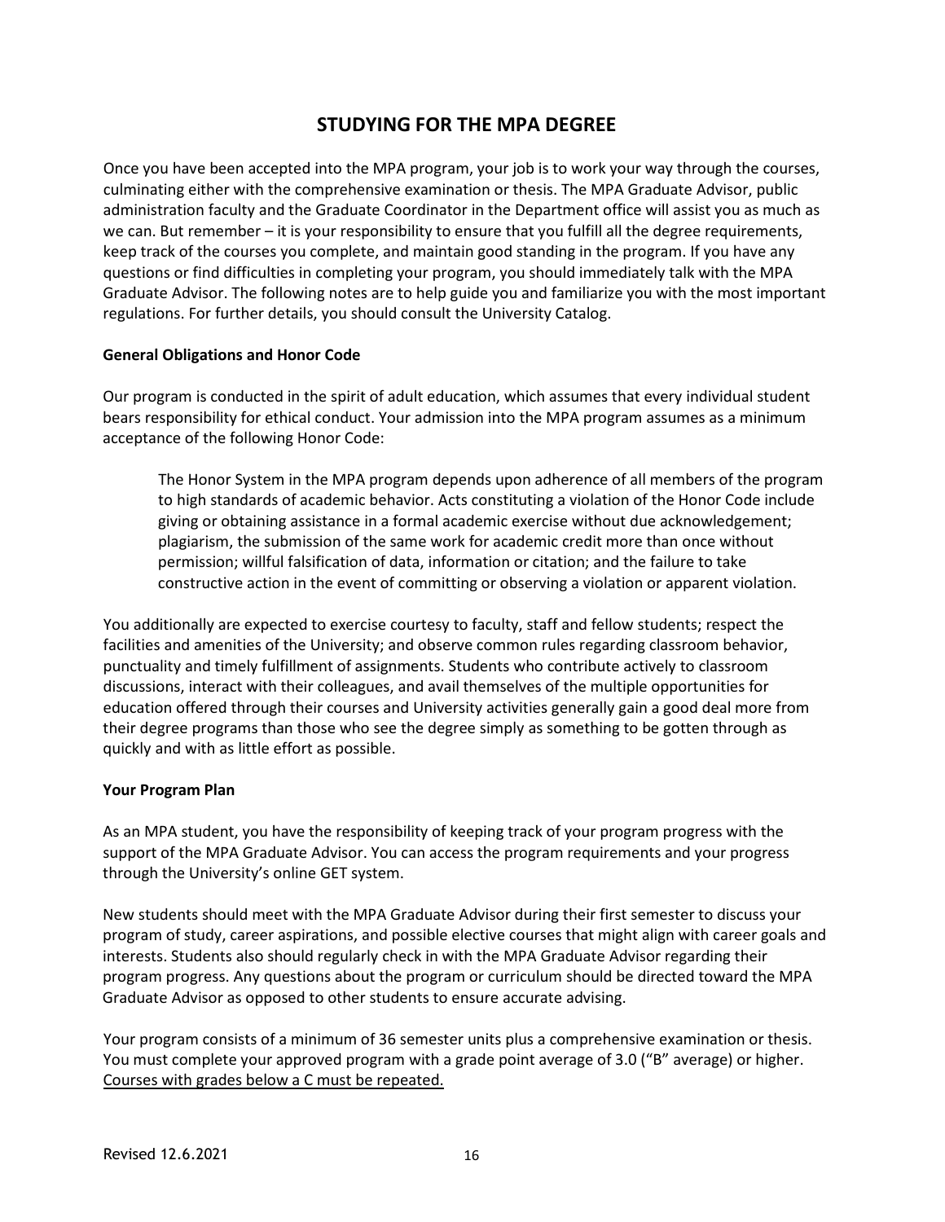# STUDYING FOR THE MPA DEGREE

Once you have been accepted into the MPA program, your job is to work your way through the courses, culminating either with the comprehensive examination or thesis. The MPA Graduate Advisor, public administration faculty and the Graduate Coordinator in the Department office will assist you as much as we can. But remember – it is your responsibility to ensure that you fulfill all the degree requirements, keep track of the courses you complete, and maintain good standing in the program. If you have any questions or find difficulties in completing your program, you should immediately talk with the MPA Graduate Advisor. The following notes are to help guide you and familiarize you with the most important regulations. For further details, you should consult the University Catalog.

**General Obligations and Honor Code**

Our program is conducted in the spirit of adult education, which assumes that every individual student bears responsibility for ethical conduct. Your admission into the MPA program assumes as a minimum acceptance of the following Honor Code:

> The Honor System in the MPA program depends upon adherence of all members of the program to high standards of academic behavior. Acts constituting a violation of the Honor Code include giving or obtaining assistance in a formal academic exercise without due acknowledgement; plagiarism, the submission of the same work for academic credit more than once without permission; willful falsification of data, information or citation; and the failure to take constructive action in the event of committing or observing a violation or apparent violation.

You additionally are expected to exercise courtesy to faculty, staff and fellow students; respect the facilities and amenities of the University; and observe common rules regarding classroom behavior, punctuality and timely fulfillment of assignments. Students who contribute actively to classroom discussions, interact with their colleagues, and avail themselves of the multiple opportunities for education offered through their courses and University activities generally gain a good deal more from their degree programs than those who see the degree simply as something to be gotten through as quickly and with as little effort as possible.

**Your Program Plan**

As an MPA student, you have the responsibility of keeping track of your program progress with the support of the MPA Graduate Advisor. You can access the program requirements and your progress through the University's online GET system.

New students should meet with the MPA Graduate Advisor during their first semester to discuss your program of study, career aspirations, and possible elective courses that might align with career goals and interests. Students also should regularly check in with the MPA Graduate Advisor regarding their program progress. Any questions about the program or curriculum should be directed toward the MPA Graduate Advisor as opposed to other students to ensure accurate advising.

Your program consists of a minimum of 36 semester units plus a comprehensive examination or thesis. You must complete your approved program with a grade point average of 3.0 ("B" average) or higher. <u>Courses with grades below a C must be repeated.</u>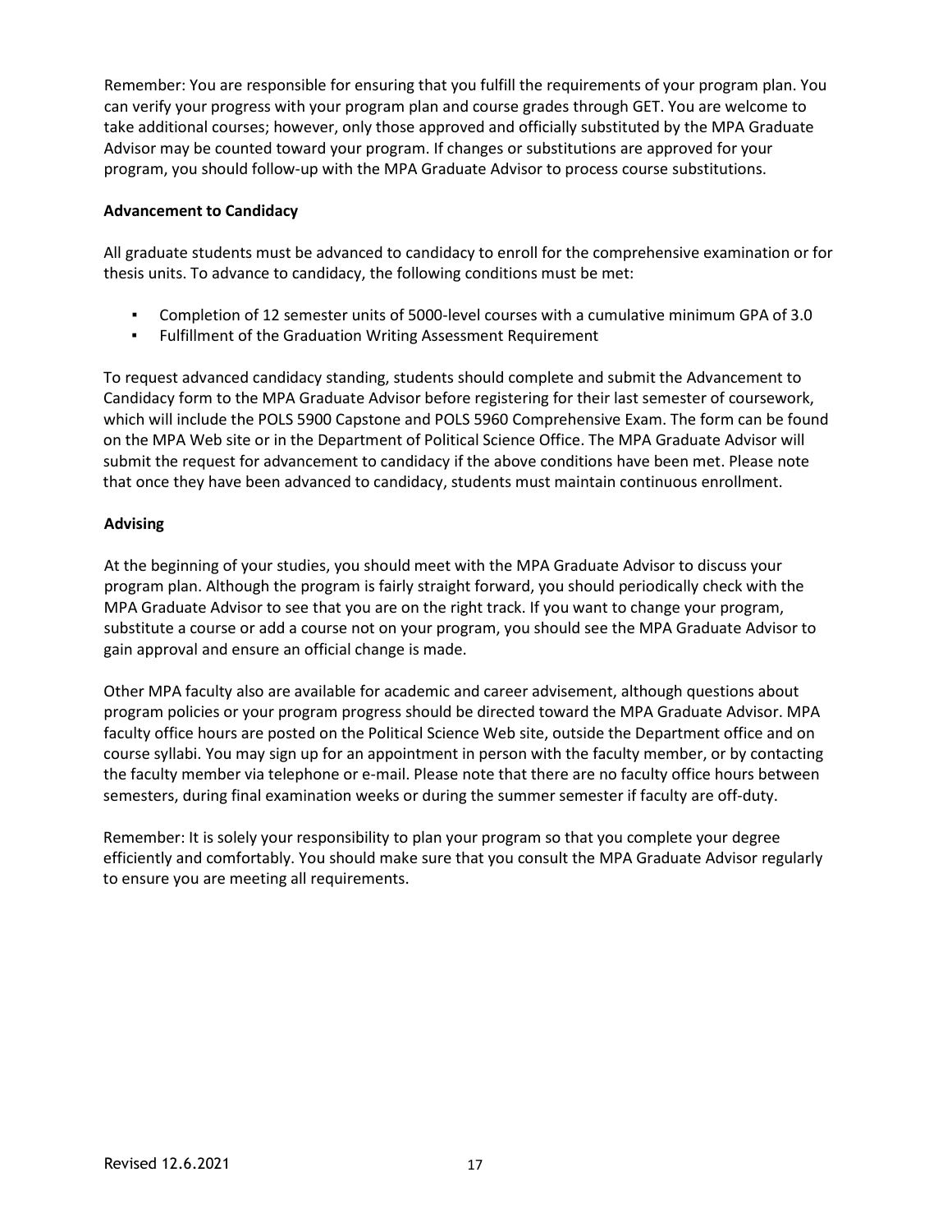Remember: You are responsible for ensuring that you fulfill the requirements of your program plan. You can verify your progress with your program plan and course grades through GET. You are welcome to take additional courses; however, only those approved and officially substituted by the MPA Graduate Advisor may be counted toward your program. If changes or substitutions are approved for your program, you should follow-up with the MPA Graduate Advisor to process course substitutions.

**Advancement to Candidacy**

All graduate students must be advanced to candidacy to enroll for the comprehensive examination or for thesis units. To advance to candidacy, the following conditions must be met:

- Completion of 12 semester units of 5000-level courses with a cumulative minimum GPA of 3.0
- Fulfillment of the Graduation Writing Assessment Requirement

To request advanced candidacy standing, students should complete and submit the Advancement to Candidacy form to the MPA Graduate Advisor before registering for their last semester of coursework, which will include the POLS 5900 Capstone and POLS 5960 Comprehensive Exam. The form can be found on the MPA Web site or in the Department of Political Science Office. The MPA Graduate Advisor will submit the request for advancement to candidacy if the above conditions have been met. Please note that once they have been advanced to candidacy, students must maintain continuous enrollment.

**Advising**

At the beginning of your studies, you should meet with the MPA Graduate Advisor to discuss your program plan. Although the program is fairly straight forward, you should periodically check with the MPA Graduate Advisor to see that you are on the right track. If you want to change your program, substitute a course or add a course not on your program, you should see the MPA Graduate Advisor to gain approval and ensure an official change is made.

Other MPA faculty also are available for academic and career advisement, although questions about program policies or your program progress should be directed toward the MPA Graduate Advisor. MPA faculty office hours are posted on the Political Science Web site, outside the Department office and on course syllabi. You may sign up for an appointment in person with the faculty member, or by contacting the faculty member via telephone or e-mail. Please note that there are no faculty office hours between semesters, during final examination weeks or during the summer semester if faculty are off-duty.

Remember: It is solely your responsibility to plan your program so that you complete your degree efficiently and comfortably. You should make sure that you consult the MPA Graduate Advisor regularly to ensure you are meeting all requirements.

Revised 12.6.2021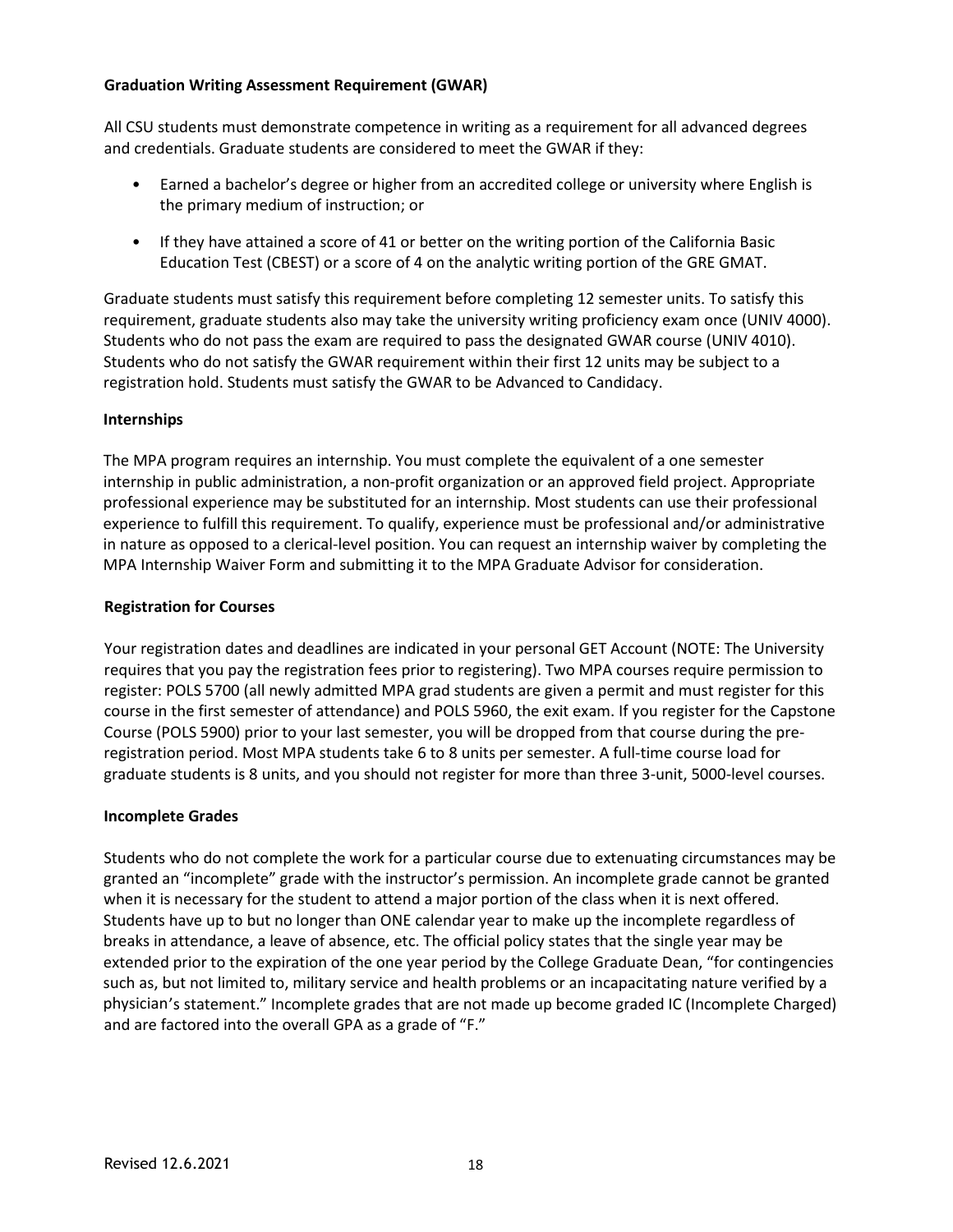### Graduation Writing Assessment Requirement (GWAR)

All CSU students must demonstrate competence in writing as a requirement for all advanced degrees and credentials. Graduate students are considered to meet the GWAR if they:

- Earned a bachelor's degree or higher from an accredited college or university where English is the primary medium of instruction; or
- If they have attained a score of 41 or better on the writing portion of the California Basic Education Test (CBEST) or a score of 4 on the analytic writing portion of the GRE GMAT.

Graduate students must satisfy this requirement before completing 12 semester units. To satisfy this requirement, graduate students also may take the university writing proficiency exam once (UNIV 4000). Students who do not pass the exam are required to pass the designated GWAR course (UNIV 4010). Students who do not satisfy the GWAR requirement within their first 12 units may be subject to a registration hold. Students must satisfy the GWAR to be Advanced to Candidacy.

### Internships

The MPA program requires an internship. You must complete the equivalent of a one semester internship in public administration, a non-profit organization or an approved field project. Appropriate professional experience may be substituted for an internship. Most students can use their professional experience to fulfill this requirement. To qualify, experience must be professional and/or administrative in nature as opposed to a clerical-level position. You can request an internship waiver by completing the MPA Internship Waiver Form and submitting it to the MPA Graduate Advisor for consideration.

### Registration for Courses

Your registration dates and deadlines are indicated in your personal GET Account (NOTE: The University requires that you pay the registration fees prior to registering). Two MPA courses require permission to register: POLS 5700 (all newly admitted MPA grad students are given a permit and must register for this course in the first semester of attendance) and POLS 5960, the exit exam. If you register for the Capstone Course (POLS 5900) prior to your last semester, you will be dropped from that course during the pre-registration period. Most MPA students take 6 to 8 units per semester. A full-time course load for graduate students is 8 units, and you should not register for more than three 3-unit, 5000-level courses.

### Incomplete Grades

Students who do not complete the work for a particular course due to extenuating circumstances may be granted an "incomplete" grade with the instructor's permission. An incomplete grade cannot be granted when it is necessary for the student to attend a major portion of the class when it is next offered. Students have up to but no longer than ONE calendar year to make up the incomplete regardless of breaks in attendance, a leave of absence, etc. The official policy states that the single year may be extended prior to the expiration of the one year period by the College Graduate Dean, "for contingencies such as, but not limited to, military service and health problems or an incapacitating nature verified by a physician's statement." Incomplete grades that are not made up become graded IC (Incomplete Charged) and are factored into the overall GPA as a grade of "F."

Revised 12.6.2021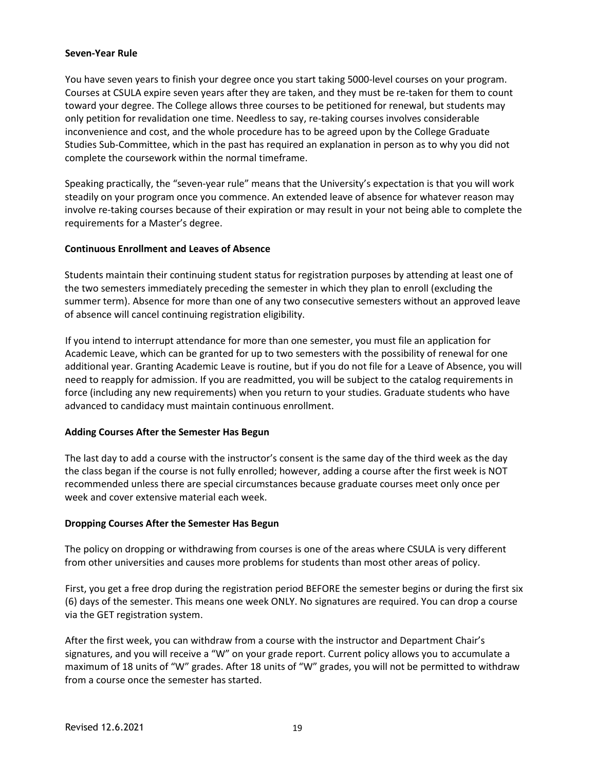**Seven-Year Rule**

You have seven years to finish your degree once you start taking 5000-level courses on your program. Courses at CSULA expire seven years after they are taken, and they must be re-taken for them to count toward your degree. The College allows three courses to be petitioned for renewal, but students may only petition for revalidation one time. Needless to say, re-taking courses involves considerable inconvenience and cost, and the whole procedure has to be agreed upon by the College Graduate Studies Sub-Committee, which in the past has required an explanation in person as to why you did not complete the coursework within the normal timeframe.

Speaking practically, the "seven-year rule" means that the University's expectation is that you will work steadily on your program once you commence. An extended leave of absence for whatever reason may involve re-taking courses because of their expiration or may result in your not being able to complete the requirements for a Master's degree.

**Continuous Enrollment and Leaves of Absence**

Students maintain their continuing student status for registration purposes by attending at least one of the two semesters immediately preceding the semester in which they plan to enroll (excluding the summer term). Absence for more than one of any two consecutive semesters without an approved leave of absence will cancel continuing registration eligibility.

If you intend to interrupt attendance for more than one semester, you must file an application for Academic Leave, which can be granted for up to two semesters with the possibility of renewal for one additional year. Granting Academic Leave is routine, but if you do not file for a Leave of Absence, you will need to reapply for admission. If you are readmitted, you will be subject to the catalog requirements in force (including any new requirements) when you return to your studies. Graduate students who have advanced to candidacy must maintain continuous enrollment.

**Adding Courses After the Semester Has Begun**

The last day to add a course with the instructor's consent is the same day of the third week as the day the class began if the course is not fully enrolled; however, adding a course after the first week is NOT recommended unless there are special circumstances because graduate courses meet only once per week and cover extensive material each week.

**Dropping Courses After the Semester Has Begun**

The policy on dropping or withdrawing from courses is one of the areas where CSULA is very different from other universities and causes more problems for students than most other areas of policy.

First, you get a free drop during the registration period BEFORE the semester begins or during the first six (6) days of the semester. This means one week ONLY. No signatures are required. You can drop a course via the GET registration system.

After the first week, you can withdraw from a course with the instructor and Department Chair's signatures, and you will receive a "W" on your grade report. Current policy allows you to accumulate a maximum of 18 units of "W" grades. After 18 units of "W" grades, you will not be permitted to withdraw from a course once the semester has started.

Revised 12.6.2021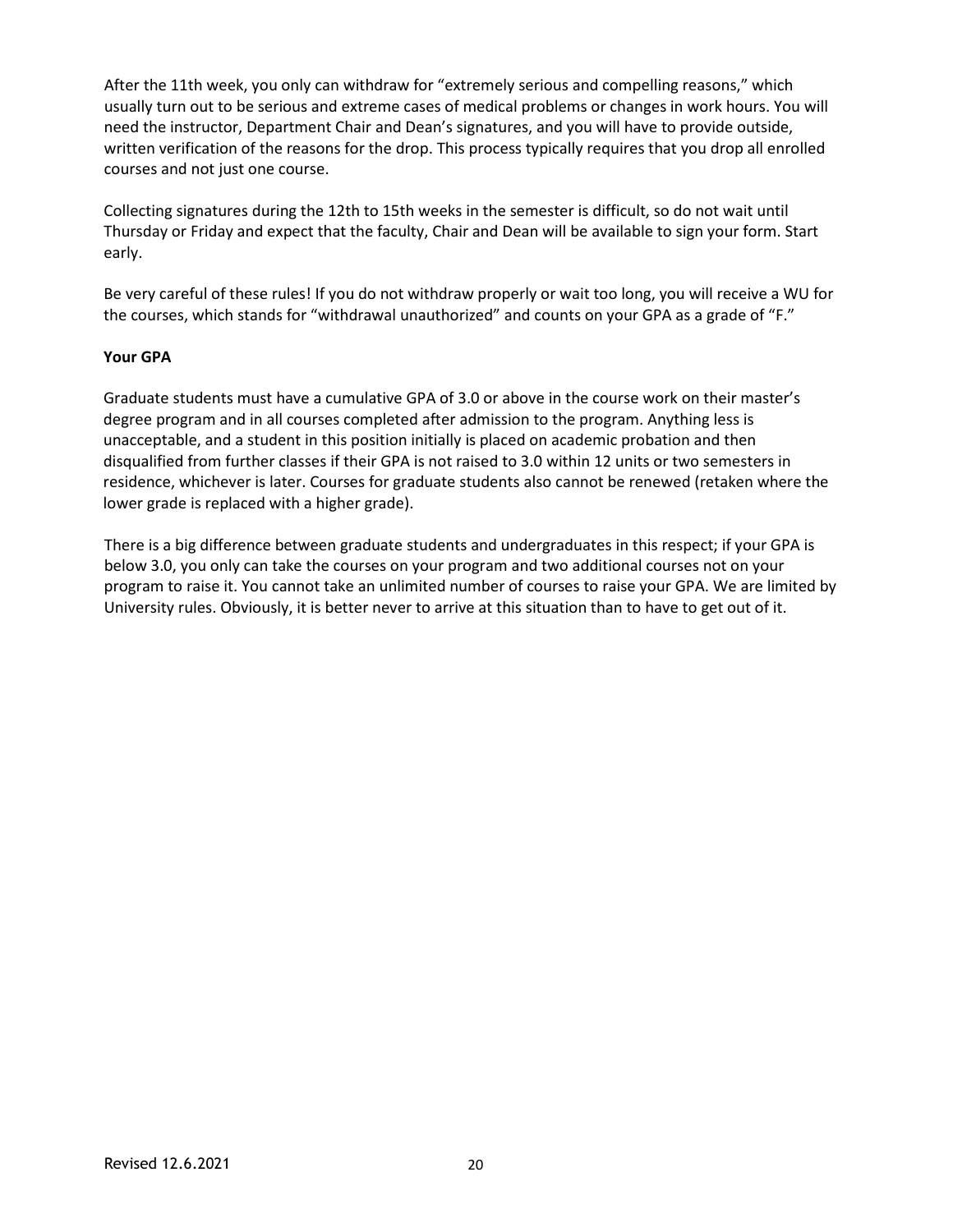After the 11th week, you only can withdraw for "extremely serious and compelling reasons," which usually turn out to be serious and extreme cases of medical problems or changes in work hours. You will need the instructor, Department Chair and Dean's signatures, and you will have to provide outside, written verification of the reasons for the drop. This process typically requires that you drop all enrolled courses and not just one course.

Collecting signatures during the 12th to 15th weeks in the semester is difficult, so do not wait until Thursday or Friday and expect that the faculty, Chair and Dean will be available to sign your form. Start early.

Be very careful of these rules! If you do not withdraw properly or wait too long, you will receive a WU for the courses, which stands for "withdrawal unauthorized" and counts on your GPA as a grade of "F."

**Your GPA**

Graduate students must have a cumulative GPA of 3.0 or above in the course work on their master's degree program and in all courses completed after admission to the program. Anything less is unacceptable, and a student in this position initially is placed on academic probation and then disqualified from further classes if their GPA is not raised to 3.0 within 12 units or two semesters in residence, whichever is later. Courses for graduate students also cannot be renewed (retaken where the lower grade is replaced with a higher grade).

There is a big difference between graduate students and undergraduates in this respect; if your GPA is below 3.0, you only can take the courses on your program and two additional courses not on your program to raise it. You cannot take an unlimited number of courses to raise your GPA. We are limited by University rules. Obviously, it is better never to arrive at this situation than to have to get out of it.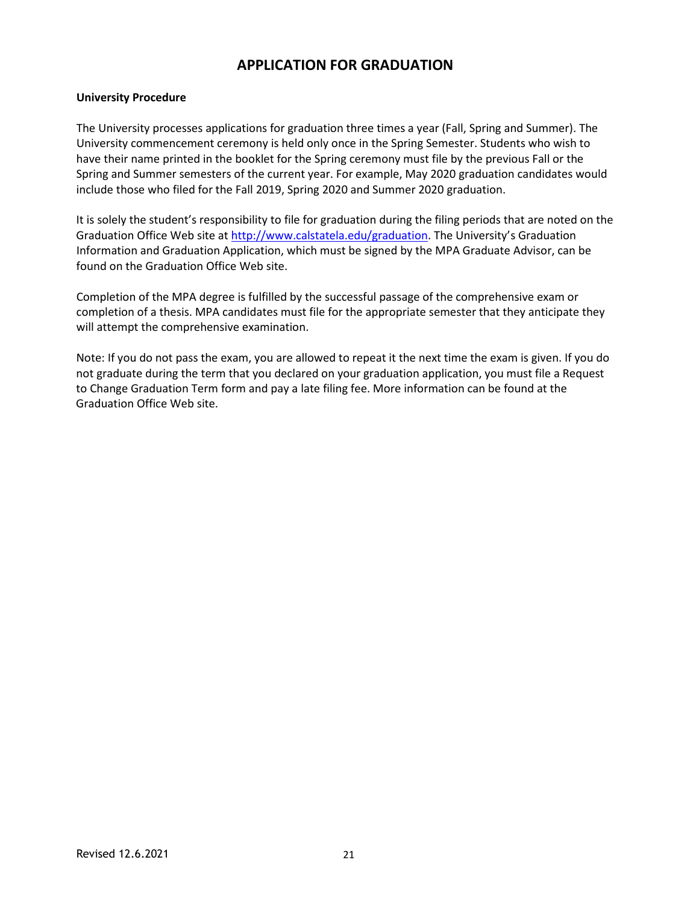# APPLICATION FOR GRADUATION

**University Procedure**

The University processes applications for graduation three times a year (Fall, Spring and Summer). The University commencement ceremony is held only once in the Spring Semester. Students who wish to have their name printed in the booklet for the Spring ceremony must file by the previous Fall or the Spring and Summer semesters of the current year. For example, May 2020 graduation candidates would include those who filed for the Fall 2019, Spring 2020 and Summer 2020 graduation.

It is solely the student's responsibility to file for graduation during the filing periods that are noted on the Graduation Office Web site at [http://www.calstatela.edu/graduation](http://www.calstatela.edu/graduation). The University's Graduation Information and Graduation Application, which must be signed by the MPA Graduate Advisor, can be found on the Graduation Office Web site.

Completion of the MPA degree is fulfilled by the successful passage of the comprehensive exam or completion of a thesis. MPA candidates must file for the appropriate semester that they anticipate they will attempt the comprehensive examination.

Note: If you do not pass the exam, you are allowed to repeat it the next time the exam is given. If you do not graduate during the term that you declared on your graduation application, you must file a Request to Change Graduation Term form and pay a late filing fee. More information can be found at the Graduation Office Web site.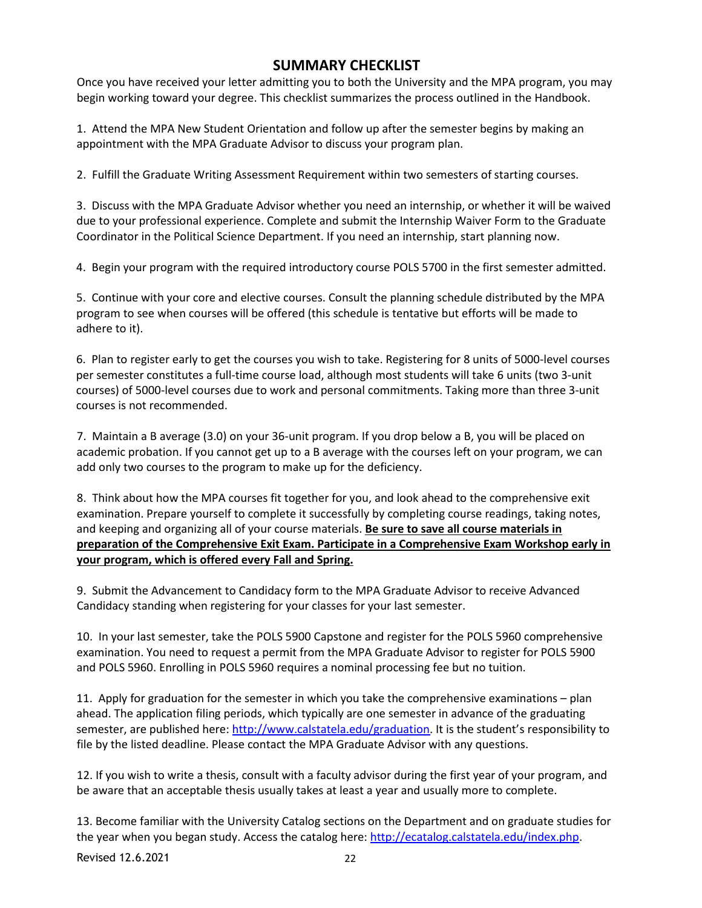# SUMMARY CHECKLIST

Once you have received your letter admitting you to both the University and the MPA program, you may begin working toward your degree. This checklist summarizes the process outlined in the Handbook.

1. Attend the MPA New Student Orientation and follow up after the semester begins by making an appointment with the MPA Graduate Advisor to discuss your program plan.

2. Fulfill the Graduate Writing Assessment Requirement within two semesters of starting courses.

3. Discuss with the MPA Graduate Advisor whether you need an internship, or whether it will be waived due to your professional experience. Complete and submit the Internship Waiver Form to the Graduate Coordinator in the Political Science Department. If you need an internship, start planning now.

4. Begin your program with the required introductory course POLS 5700 in the first semester admitted.

5. Continue with your core and elective courses. Consult the planning schedule distributed by the MPA program to see when courses will be offered (this schedule is tentative but efforts will be made to adhere to it).

6. Plan to register early to get the courses you wish to take. Registering for 8 units of 5000-level courses per semester constitutes a full-time course load, although most students will take 6 units (two 3-unit courses) of 5000-level courses due to work and personal commitments. Taking more than three 3-unit courses is not recommended.

7. Maintain a B average (3.0) on your 36-unit program. If you drop below a B, you will be placed on academic probation. If you cannot get up to a B average with the courses left on your program, we can add only two courses to the program to make up for the deficiency.

8. Think about how the MPA courses fit together for you, and look ahead to the comprehensive exit examination. Prepare yourself to complete it successfully by completing course readings, taking notes, and keeping and organizing all of your course materials. **Be sure to save all course materials in preparation of the Comprehensive Exit Exam. Participate in a Comprehensive Exam Workshop early in your program, which is offered every Fall and Spring.**

9. Submit the Advancement to Candidacy form to the MPA Graduate Advisor to receive Advanced Candidacy standing when registering for your classes for your last semester.

10. In your last semester, take the POLS 5900 Capstone and register for the POLS 5960 comprehensive examination. You need to request a permit from the MPA Graduate Advisor to register for POLS 5900 and POLS 5960. Enrolling in POLS 5960 requires a nominal processing fee but no tuition.

11. Apply for graduation for the semester in which you take the comprehensive examinations – plan ahead. The application filing periods, which typically are one semester in advance of the graduating semester, are published here: http://www.calstatela.edu/graduation. It is the student's responsibility to file by the listed deadline. Please contact the MPA Graduate Advisor with any questions.

12. If you wish to write a thesis, consult with a faculty advisor during the first year of your program, and be aware that an acceptable thesis usually takes at least a year and usually more to complete.

13. Become familiar with the University Catalog sections on the Department and on graduate studies for the year when you began study. Access the catalog here: http://ecatalog.calstatela.edu/index.php.

Revised 12.6.2021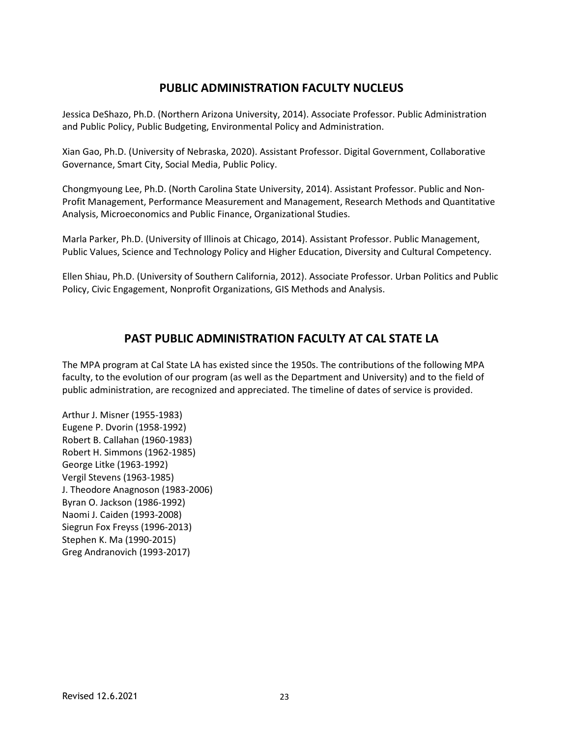## PUBLIC ADMINISTRATION FACULTY NUCLEUS

Jessica DeShazo, Ph.D. (Northern Arizona University, 2014). Associate Professor. Public Administration and Public Policy, Public Budgeting, Environmental Policy and Administration.

Xian Gao, Ph.D. (University of Nebraska, 2020). Assistant Professor. Digital Government, Collaborative Governance, Smart City, Social Media, Public Policy.

Chongmyoung Lee, Ph.D. (North Carolina State University, 2014). Assistant Professor. Public and Non-Profit Management, Performance Measurement and Management, Research Methods and Quantitative Analysis, Microeconomics and Public Finance, Organizational Studies.

Marla Parker, Ph.D. (University of Illinois at Chicago, 2014). Assistant Professor. Public Management, Public Values, Science and Technology Policy and Higher Education, Diversity and Cultural Competency.

Ellen Shiau, Ph.D. (University of Southern California, 2012). Associate Professor. Urban Politics and Public Policy, Civic Engagement, Nonprofit Organizations, GIS Methods and Analysis.

## PAST PUBLIC ADMINISTRATION FACULTY AT CAL STATE LA

The MPA program at Cal State LA has existed since the 1950s. The contributions of the following MPA faculty, to the evolution of our program (as well as the Department and University) and to the field of public administration, are recognized and appreciated. The timeline of dates of service is provided.

Arthur J. Misner (1955-1983)
Eugene P. Dvorin (1958-1992)
Robert B. Callahan (1960-1983)
Robert H. Simmons (1962-1985)
George Litke (1963-1992)
Vergil Stevens (1963-1985)
J. Theodore Anagnoson (1983-2006)
Byran O. Jackson (1986-1992)
Naomi J. Caiden (1993-2008)
Siegrun Fox Freyss (1996-2013)
Stephen K. Ma (1990-2015)
Greg Andranovich (1993-2017)

Revised 12.6.2021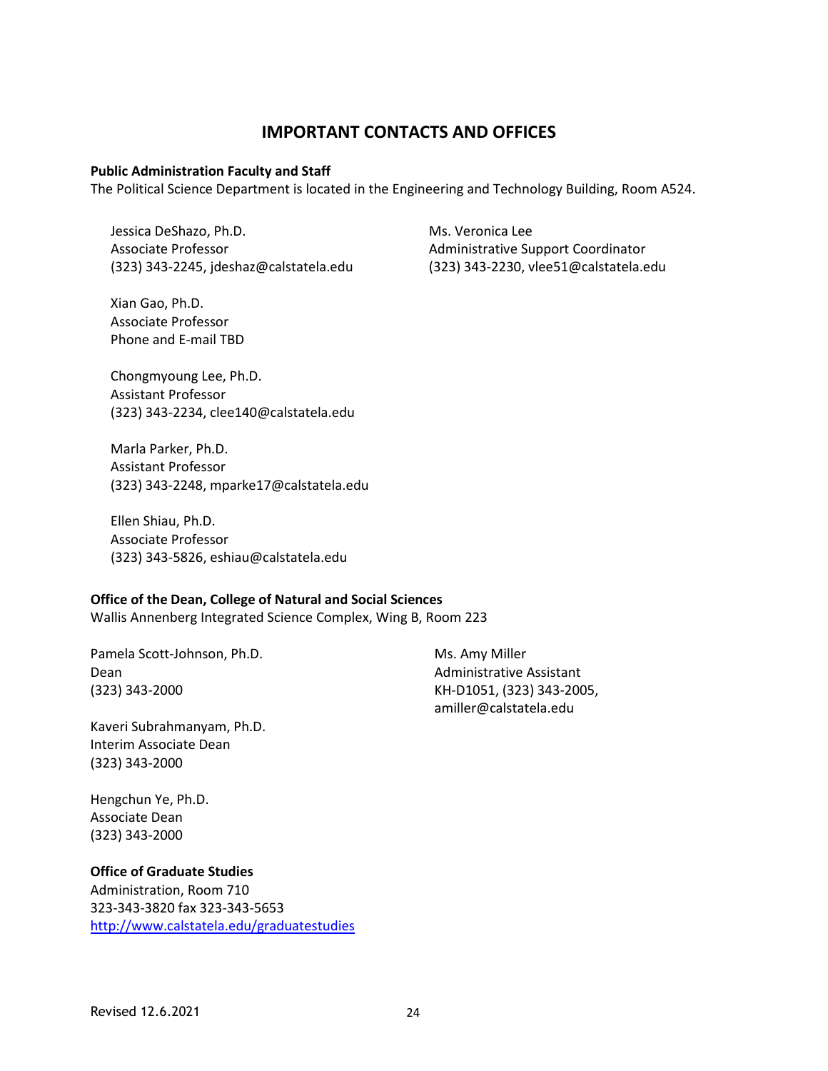# IMPORTANT CONTACTS AND OFFICES

**Public Administration Faculty and Staff**
The Political Science Department is located in the Engineering and Technology Building, Room A524.

Jessica DeShazo, Ph.D.
Associate Professor
(323) 343-2245, jdeshaz@calstatela.edu

Xian Gao, Ph.D.
Associate Professor
Phone and E-mail TBD

Chongmyoung Lee, Ph.D.
Assistant Professor
(323) 343-2234, clee140@calstatela.edu

Marla Parker, Ph.D.
Assistant Professor
(323) 343-2248, mparke17@calstatela.edu

Ellen Shiau, Ph.D.
Associate Professor
(323) 343-5826, eshiau@calstatela.edu

Ms. Veronica Lee
Administrative Support Coordinator
(323) 343-2230, vlee51@calstatela.edu

**Office of the Dean, College of Natural and Social Sciences**
Wallis Annenberg Integrated Science Complex, Wing B, Room 223

Pamela Scott-Johnson, Ph.D.
Dean
(323) 343-2000

Kaveri Subrahmanyam, Ph.D.
Interim Associate Dean
(323) 343-2000

Hengchun Ye, Ph.D.
Associate Dean
(323) 343-2000

Ms. Amy Miller
Administrative Assistant
KH-D1051, (323) 343-2005,
amiller@calstatela.edu

**Office of Graduate Studies**
Administration, Room 710
323-343-3820 fax 323-343-5653
[http://www.calstatela.edu/graduatestudies](http://www.calstatela.edu/graduatestudies)

Revised 12.6.2021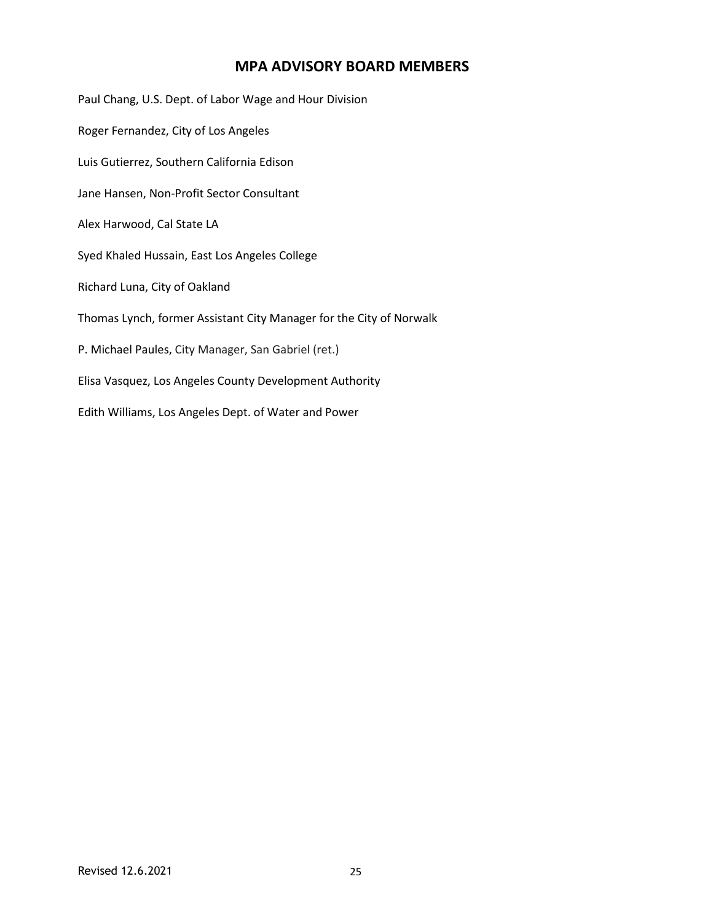# MPA ADVISORY BOARD MEMBERS

Paul Chang, U.S. Dept. of Labor Wage and Hour Division

Roger Fernandez, City of Los Angeles

Luis Gutierrez, Southern California Edison

Jane Hansen, Non-Profit Sector Consultant

Alex Harwood, Cal State LA

Syed Khaled Hussain, East Los Angeles College

Richard Luna, City of Oakland

Thomas Lynch, former Assistant City Manager for the City of Norwalk

P. Michael Paules, City Manager, San Gabriel (ret.)

Elisa Vasquez, Los Angeles County Development Authority

Edith Williams, Los Angeles Dept. of Water and Power

Revised 12.6.2021